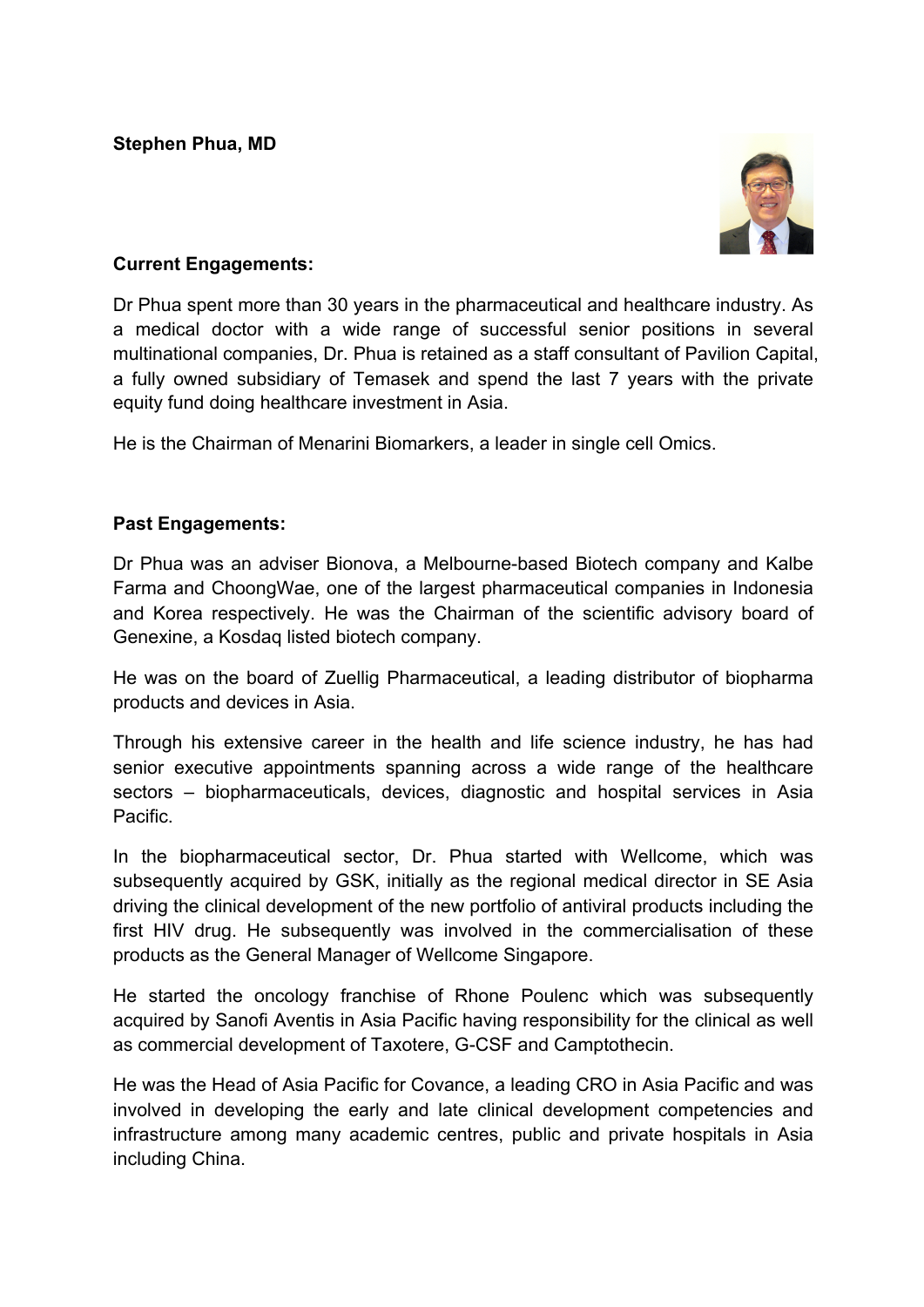**Stephen Phua, MD**

**Current Engagements:**

Dr Phua spent more than 30 years in the pharmaceutical and healthcare industry. As a medical doctor with a wide range of successful senior positions in several multinational companies, Dr. Phua is retained as a staff consultant of Pavilion Capital, a fully owned subsidiary of Temasek and spend the last 7 years with the private equity fund doing healthcare investment in Asia.

He is the Chairman of Menarini Biomarkers, a leader in single cell Omics.

**Past Engagements:**

Dr Phua was an adviser Bionova, a Melbourne-based Biotech company and Kalbe Farma and ChoongWae, one of the largest pharmaceutical companies in Indonesia and Korea respectively. He was the Chairman of the scientific advisory board of Genexine, a Kosdaq listed biotech company.

He was on the board of Zuellig Pharmaceutical, a leading distributor of biopharma products and devices in Asia.

Through his extensive career in the health and life science industry, he has had senior executive appointments spanning across a wide range of the healthcare sectors – biopharmaceuticals, devices, diagnostic and hospital services in Asia Pacific.

In the biopharmaceutical sector, Dr. Phua started with Wellcome, which was subsequently acquired by GSK, initially as the regional medical director in SE Asia driving the clinical development of the new portfolio of antiviral products including the first HIV drug. He subsequently was involved in the commercialisation of these products as the General Manager of Wellcome Singapore.

He started the oncology franchise of Rhone Poulenc which was subsequently acquired by Sanofi Aventis in Asia Pacific having responsibility for the clinical as well as commercial development of Taxotere, G-CSF and Camptothecin.

He was the Head of Asia Pacific for Covance, a leading CRO in Asia Pacific and was involved in developing the early and late clinical development competencies and infrastructure among many academic centres, public and private hospitals in Asia including China.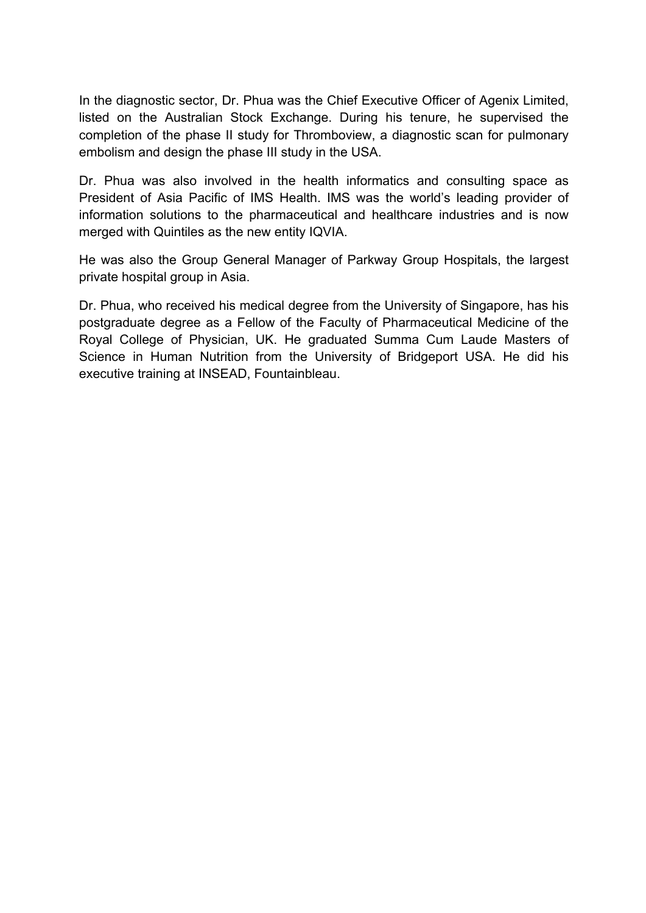In the diagnostic sector, Dr. Phua was the Chief Executive Officer of Agenix Limited, listed on the Australian Stock Exchange. During his tenure, he supervised the completion of the phase II study for Thromboview, a diagnostic scan for pulmonary embolism and design the phase III study in the USA.

Dr. Phua was also involved in the health informatics and consulting space as President of Asia Pacific of IMS Health. IMS was the world's leading provider of information solutions to the pharmaceutical and healthcare industries and is now merged with Quintiles as the new entity IQVIA.

He was also the Group General Manager of Parkway Group Hospitals, the largest private hospital group in Asia.

Dr. Phua, who received his medical degree from the University of Singapore, has his postgraduate degree as a Fellow of the Faculty of Pharmaceutical Medicine of the Royal College of Physician, UK. He graduated Summa Cum Laude Masters of Science in Human Nutrition from the University of Bridgeport USA. He did his executive training at INSEAD, Fountainbleau.